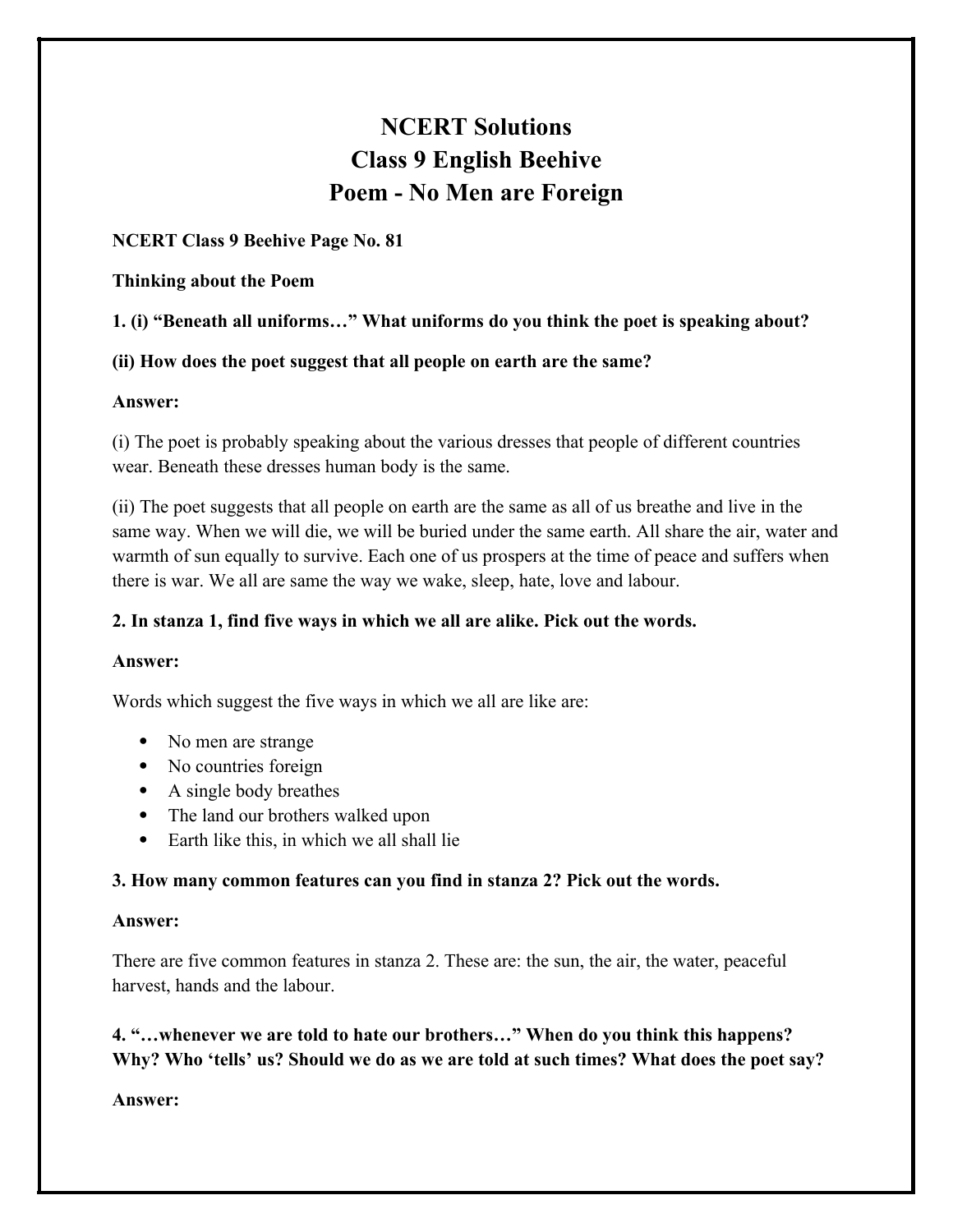# NCERT Solutions
# Class 9 English Beehive
# Poem - No Men are Foreign

**NCERT Class 9 Beehive Page No. 81**

**Thinking about the Poem**

**1. (i) "Beneath all uniforms…" What uniforms do you think the poet is speaking about?**

**(ii) How does the poet suggest that all people on earth are the same?**

**Answer:**

(i) The poet is probably speaking about the various dresses that people of different countries wear. Beneath these dresses human body is the same.

(ii) The poet suggests that all people on earth are the same as all of us breathe and live in the same way. When we will die, we will be buried under the same earth. All share the air, water and warmth of sun equally to survive. Each one of us prospers at the time of peace and suffers when there is war. We all are same the way we wake, sleep, hate, love and labour.

**2. In stanza 1, find five ways in which we all are alike. Pick out the words.**

**Answer:**

Words which suggest the five ways in which we all are like are:

- No men are strange
- No countries foreign
- A single body breathes
- The land our brothers walked upon
- Earth like this, in which we all shall lie

**3. How many common features can you find in stanza 2? Pick out the words.**

**Answer:**

There are five common features in stanza 2. These are: the sun, the air, the water, peaceful harvest, hands and the labour.

**4. "…whenever we are told to hate our brothers…" When do you think this happens? Why? Who 'tells' us? Should we do as we are told at such times? What does the poet say?**

**Answer:**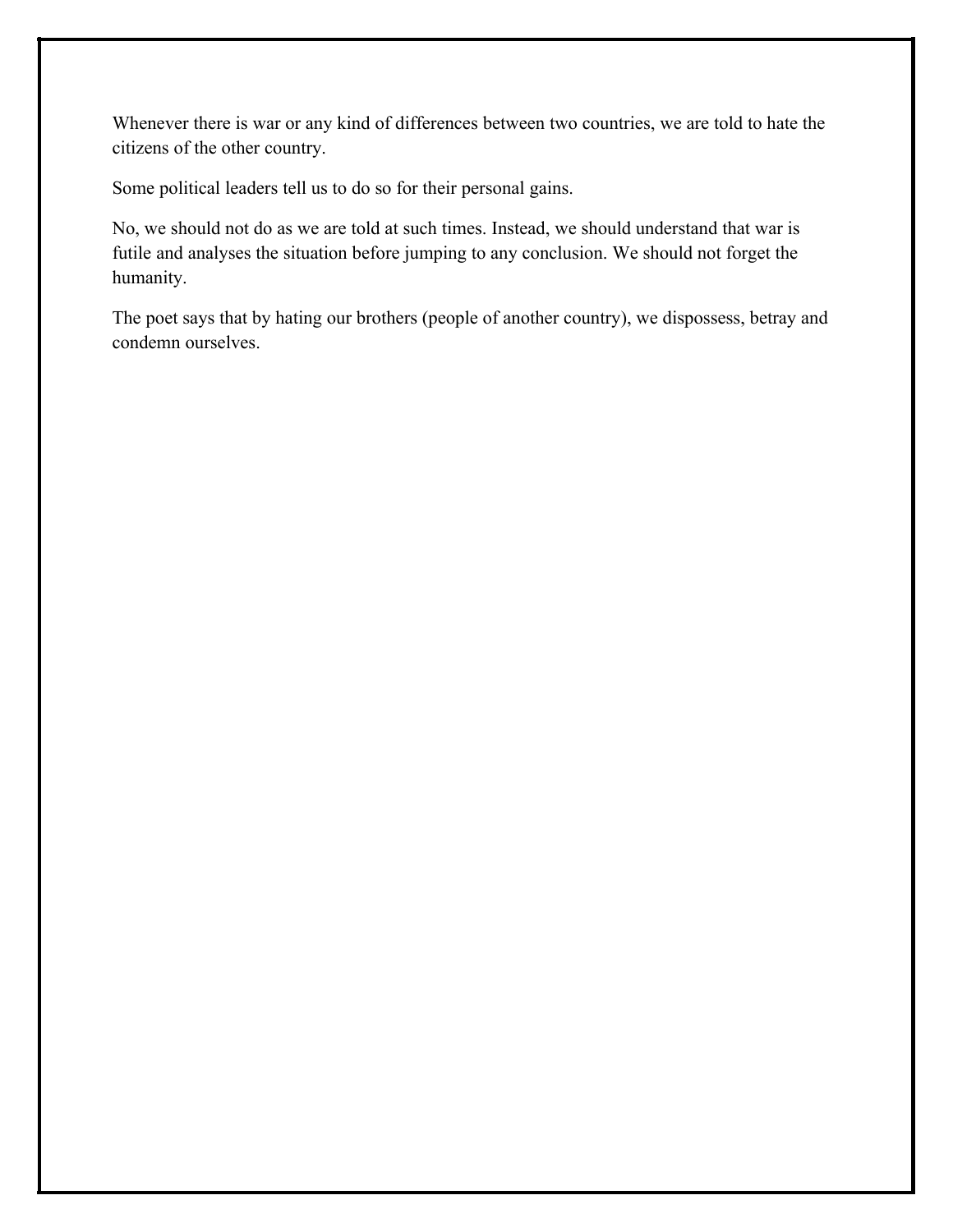Whenever there is war or any kind of differences between two countries, we are told to hate the citizens of the other country.

Some political leaders tell us to do so for their personal gains.

No, we should not do as we are told at such times. Instead, we should understand that war is futile and analyses the situation before jumping to any conclusion. We should not forget the humanity.

The poet says that by hating our brothers (people of another country), we dispossess, betray and condemn ourselves.